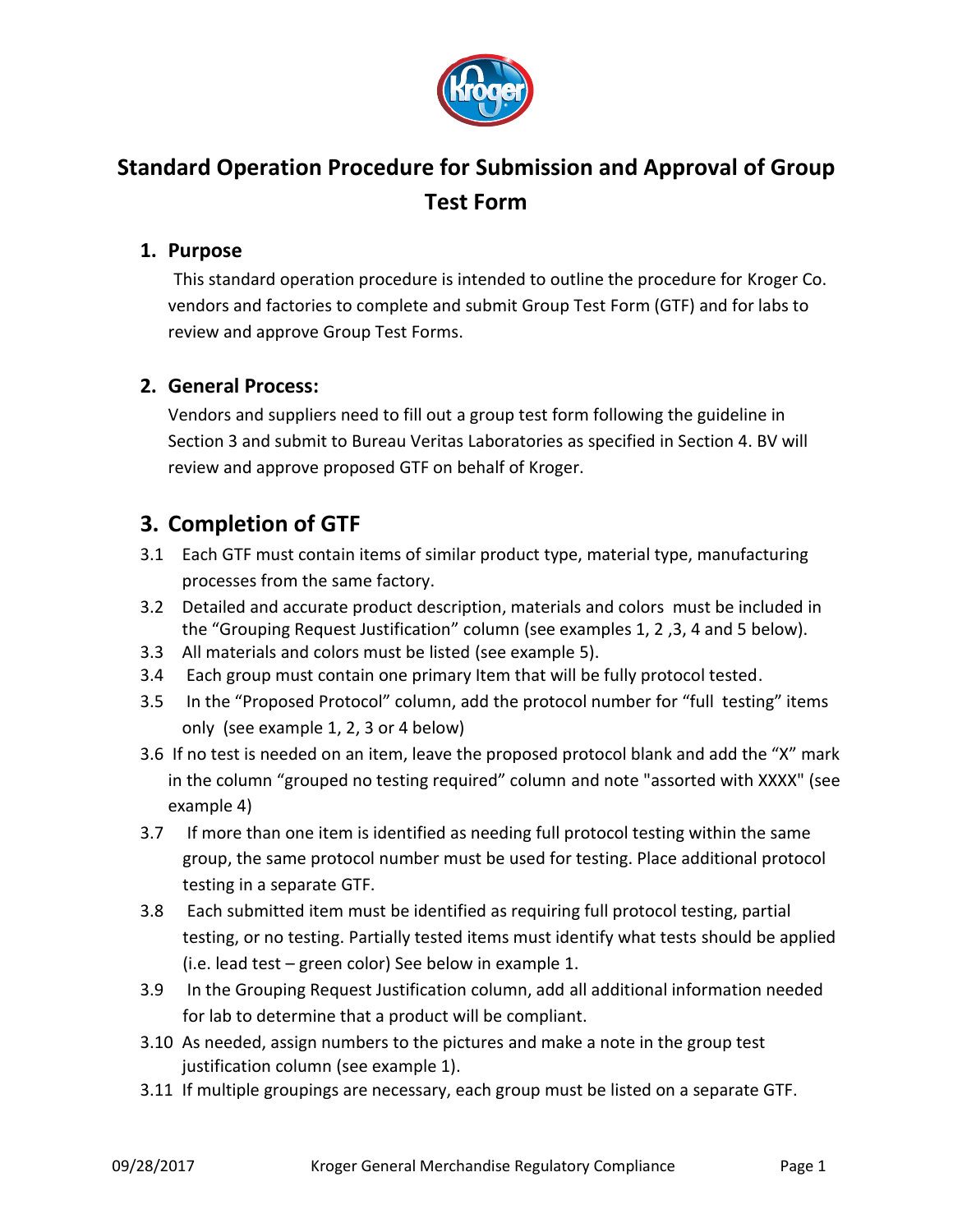# Standard Operation Procedure for Submission and Approval of Group Test Form

## 1. Purpose

This standard operation procedure is intended to outline the procedure for Kroger Co. vendors and factories to complete and submit Group Test Form (GTF) and for labs to review and approve Group Test Forms.

## 2. General Process:

Vendors and suppliers need to fill out a group test form following the guideline in Section 3 and submit to Bureau Veritas Laboratories as specified in Section 4. BV will review and approve proposed GTF on behalf of Kroger.

## 3. Completion of GTF

3.1 Each GTF must contain items of similar product type, material type, manufacturing processes from the same factory.

3.2 Detailed and accurate product description, materials and colors must be included in the "Grouping Request Justification" column (see examples 1, 2 ,3, 4 and 5 below).

3.3 All materials and colors must be listed (see example 5).

3.4 Each group must contain one primary Item that will be fully protocol tested.

3.5 In the "Proposed Protocol" column, add the protocol number for "full testing" items only (see example 1, 2, 3 or 4 below)

3.6 If no test is needed on an item, leave the proposed protocol blank and add the "X" mark in the column "grouped no testing required" column and note "assorted with XXXX" (see example 4)

3.7 If more than one item is identified as needing full protocol testing within the same group, the same protocol number must be used for testing. Place additional protocol testing in a separate GTF.

3.8 Each submitted item must be identified as requiring full protocol testing, partial testing, or no testing. Partially tested items must identify what tests should be applied (i.e. lead test – green color) See below in example 1.

3.9 In the Grouping Request Justification column, add all additional information needed for lab to determine that a product will be compliant.

3.10 As needed, assign numbers to the pictures and make a note in the group test justification column (see example 1).

3.11 If multiple groupings are necessary, each group must be listed on a separate GTF.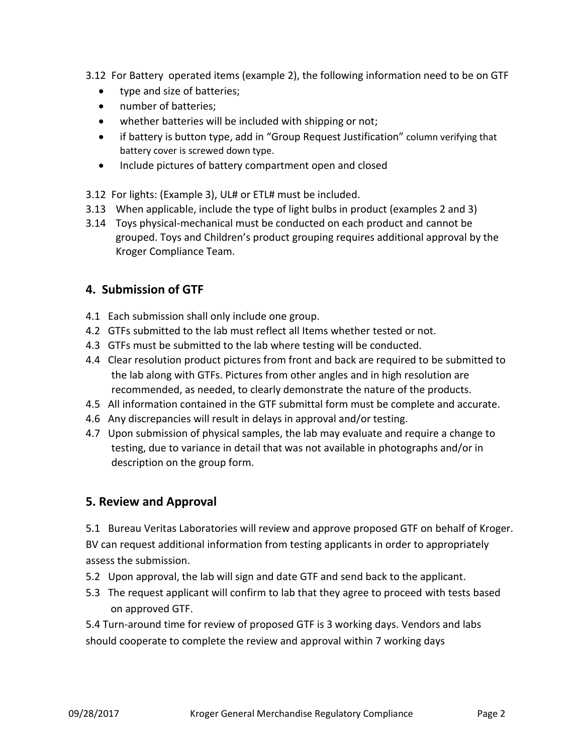3.12 For Battery operated items (example 2), the following information need to be on GTF

- type and size of batteries;
- number of batteries;
- whether batteries will be included with shipping or not;
- if battery is button type, add in "Group Request Justification" column verifying that battery cover is screwed down type.
- Include pictures of battery compartment open and closed

3.12 For lights: (Example 3), UL# or ETL# must be included.
3.13 When applicable, include the type of light bulbs in product (examples 2 and 3)
3.14 Toys physical-mechanical must be conducted on each product and cannot be grouped. Toys and Children's product grouping requires additional approval by the Kroger Compliance Team.

## 4. Submission of GTF

4.1 Each submission shall only include one group.
4.2 GTFs submitted to the lab must reflect all Items whether tested or not.
4.3 GTFs must be submitted to the lab where testing will be conducted.
4.4 Clear resolution product pictures from front and back are required to be submitted to the lab along with GTFs. Pictures from other angles and in high resolution are recommended, as needed, to clearly demonstrate the nature of the products.
4.5 All information contained in the GTF submittal form must be complete and accurate.
4.6 Any discrepancies will result in delays in approval and/or testing.
4.7 Upon submission of physical samples, the lab may evaluate and require a change to testing, due to variance in detail that was not available in photographs and/or in description on the group form.

## 5. Review and Approval

5.1 Bureau Veritas Laboratories will review and approve proposed GTF on behalf of Kroger. BV can request additional information from testing applicants in order to appropriately assess the submission.
5.2 Upon approval, the lab will sign and date GTF and send back to the applicant.
5.3 The request applicant will confirm to lab that they agree to proceed with tests based on approved GTF.
5.4 Turn-around time for review of proposed GTF is 3 working days. Vendors and labs should cooperate to complete the review and approval within 7 working days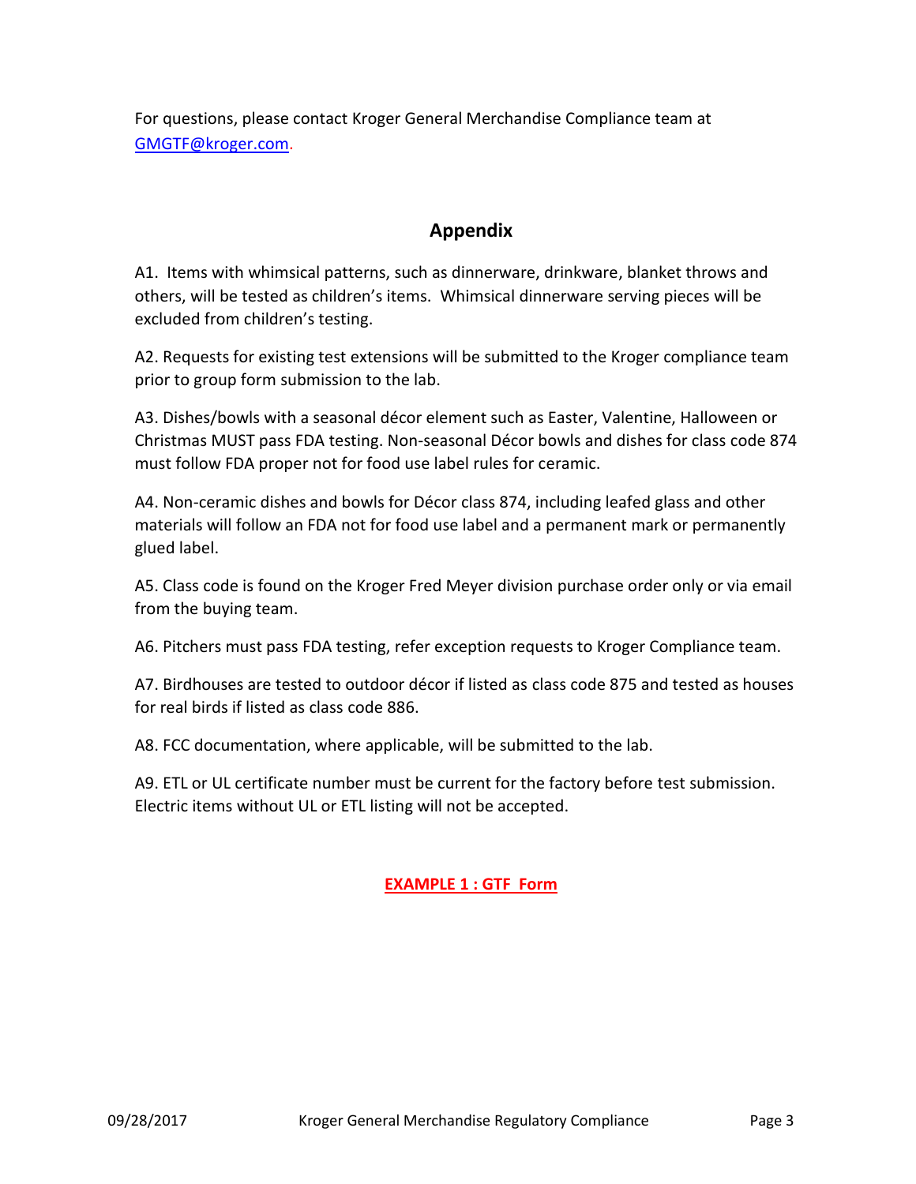For questions, please contact Kroger General Merchandise Compliance team at [GMGTF@kroger.com](mailto:GMGTF@kroger.com).

## Appendix

A1. Items with whimsical patterns, such as dinnerware, drinkware, blanket throws and others, will be tested as children's items. Whimsical dinnerware serving pieces will be excluded from children's testing.

A2. Requests for existing test extensions will be submitted to the Kroger compliance team prior to group form submission to the lab.

A3. Dishes/bowls with a seasonal décor element such as Easter, Valentine, Halloween or Christmas MUST pass FDA testing. Non-seasonal Décor bowls and dishes for class code 874 must follow FDA proper not for food use label rules for ceramic.

A4. Non-ceramic dishes and bowls for Décor class 874, including leafed glass and other materials will follow an FDA not for food use label and a permanent mark or permanently glued label.

A5. Class code is found on the Kroger Fred Meyer division purchase order only or via email from the buying team.

A6. Pitchers must pass FDA testing, refer exception requests to Kroger Compliance team.

A7. Birdhouses are tested to outdoor décor if listed as class code 875 and tested as houses for real birds if listed as class code 886.

A8. FCC documentation, where applicable, will be submitted to the lab.

A9. ETL or UL certificate number must be current for the factory before test submission. Electric items without UL or ETL listing will not be accepted.

**EXAMPLE 1 : GTF Form**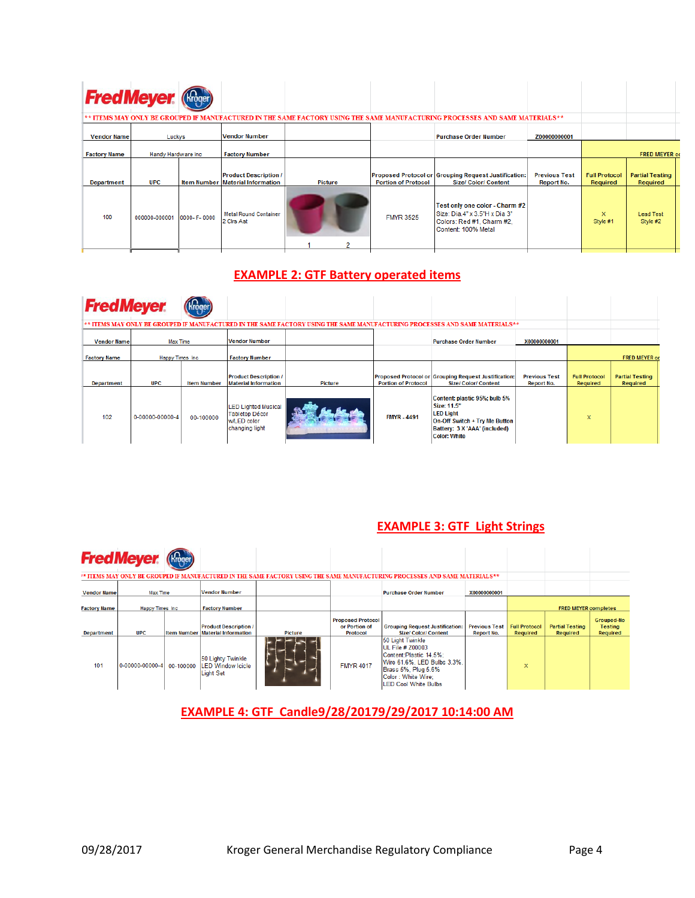FredMeyer Kroger

| ** ITEMS MAY ONLY BE GROUPED IF MANUFACTURED IN THE SAME FACTORY USING THE SAME MANUFACTURING PROCESSES AND SAME MATERIALS** | | | | | | | | | |
|---|---|---|---|---|---|---|---|---|---|
| Vendor Name | Luckys | | Vendor Number | | | Purchase Order Number | Z00000000001 | | |
| Factory Name | Handy Hardware Inc | | Factory Number | | | | | FRED MEYER co | |
| Department | UPC | Item Number | Product Description / Material Information | Picture | Proposed Protocol or Portion of Protocol | Grouping Request Justification: Size/ Color/ Content | Previous Test Report No. | Full Protocol Required | Partial Testing Required |
| 100 | 000000-000001 | 0000- F- 0000 | Metal Round Container 2 Clrs Ast | 1 2 | FMYR 3525 | Test only one color - Charm #2 Size: Dia.4" x 3.5"H x Dia 3" Colors: Red #1, Charm #2, Content: 100% Metal | | X Style #1 | Lead Test Style #2 |

## EXAMPLE 2: GTF Battery operated items

FredMeyer Kroger

| ** ITEMS MAY ONLY BE GROUPED IF MANUFACTURED IN THE SAME FACTORY USING THE SAME MANUFACTURING PROCESSES AND SAME MATERIALS** | | | | | | | | | |
|---|---|---|---|---|---|---|---|---|---|
| Vendor Name | Max Time | | Vendor Number | | | Purchase Order Number | X00000000001 | | |
| Factory Name | Happy Times Inc | | Factory Number | | | | | FRED MEYER co | |
| Department | UPC | Item Number | Product Description / Material Information | Picture | Proposed Protocol or Portion of Protocol | Grouping Request Justification: Size/ Color/ Content | Previous Test Report No. | Full Protocol Required | Partial Testing Required |
| 102 | 0-00000-00000-4 | 00-100000 | LED Lighted Musical Tabletop Décor w/LED color changing light | | FMYR - 4491 | Content: plastic 95%; bulb 5% Size: 11.5" LED Light On-Off Switch + Try Me Button Battery: 3 X 'AAA' (included) Color: White | | x | |

## EXAMPLE 3: GTF Light Strings

FredMeyer Kroger

| ** ITEMS MAY ONLY BE GROUPED IF MANUFACTURED IN THE SAME FACTORY USING THE SAME MANUFACTURING PROCESSES AND SAME MATERIALS** | | | | | | | | | | |
|---|---|---|---|---|---|---|---|---|---|---|
| Vendor Name | Max Time | | Vendor Number | | | Purchase Order Number | X00000000001 | | | |
| Factory Name | Happy Times Inc | | Factory Number | | | | | FRED MEYER completes | | |
| Department | UPC | Item Number | Product Description / Material Information | Picture | Proposed Protocol or Portion of Protocol | Grouping Request Justification: Size/ Color/ Content | Previous Test Report No. | Full Protocol Required | Partial Testing Required | Grouped-No Testing Required |
| 101 | 0-00000-00000-4 | 00-100000 | 50 Lighty Twinkle LED Window Icicle Light Set | | FMYR 4017 | 50 Light Twinkle UL File # Z00003 Content:Plastic 14.5%; Wire 61.6%, LED Bulbs 3.3%, Brass 5%, Plug 5.6% Color : White Wire; LED Cool White Bulbs | | x | | |

## EXAMPLE 4: GTF Candle9/28/20179/29/2017 10:14:00 AM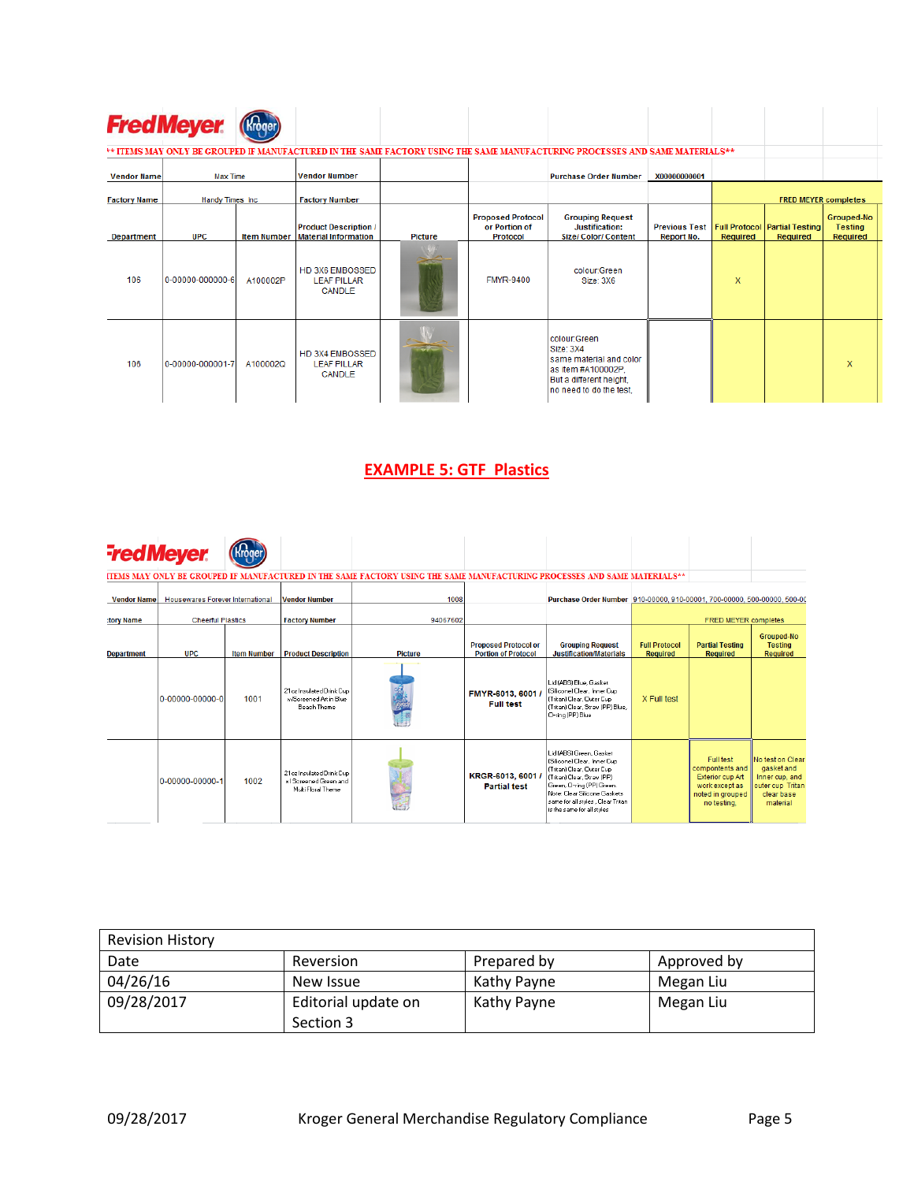**FredMeyer** (Kroger)

** ITEMS MAY ONLY BE GROUPED IF MANUFACTURED IN THE SAME FACTORY USING THE SAME MANUFACTURING PROCESSES AND SAME MATERIALS**

| Vendor Name | Max Time | | Vendor Number | | | Purchase Order Number | X00000000001 | | | |
|---|---|---|---|---|---|---|---|---|---|---|
| Factory Name | Handy Times Inc | | Factory Number | | | | | FRED MEYER completes | | |
| Department | UPC | Item Number | Product Description / Material Information | Picture | Proposed Protocol or Portion of Protocol | Grouping Request Justification: Size/ Color/ Content | Previous Test Report No. | Full Protocol Required | Partial Testing Required | Grouped-No Testing Required |
| 106 | 0-00000-000000-6 | A100002P | HD 3X6 EMBOSSED LEAF PILLAR CANDLE | | FMYR-9400 | colour:Green Size: 3X6 | | X | | |
| 106 | 0-00000-000001-7 | A100002Q | HD 3X4 EMBOSSED LEAF PILLAR CANDLE | | | colour:Green Size: 3X4 same material and color as item #A100002P, But a different height, no need to do the test, | | | | X |

## EXAMPLE 5: GTF Plastics

**FredMeyer** (Kroger)

** ITEMS MAY ONLY BE GROUPED IF MANUFACTURED IN THE SAME FACTORY USING THE SAME MANUFACTURING PROCESSES AND SAME MATERIALS**

| Vendor Name | Housewares Forever International | | Vendor Number | 1008 | | Purchase Order Number | 910-00000, 910-00001, 700-00000, 500-00000, 500-0 | | |
|---|---|---|---|---|---|---|---|---|---|
| Factory Name | Cheerful Plastics | | Factory Number | 94067602 | | | FRED MEYER completes | | |
| Department | UPC | Item Number | Product Description | Picture | Proposed Protocol or Portion of Protocol | Grouping Request Justification/Materials | Full Protocol Required | Partial Testing Required | Grouped-No Testing Required |
| | 0-00000-00000-0 | 1001 | 21oz Insulated Drink Cup w/Screened Art in Blue Beach Theme | | FMYR-6013, 6001 / Full test | Lid (ABS) Blue, Gasket (Silicone) Clear, Inner Cup (Tritan) Clear, Outer Cup (Tritan) Clear, Straw (PP) Blue, O-ring (PP) Blue | X Full test | | |
| | 0-00000-00000-1 | 1002 | 21oz Insulated Drink Cup w/ Screened Green and Multi Floral Theme | | KRGR-6013, 6001 / Partial test | Lid (ABS) Green, Gasket (Silicone) Clear, Inner Cup (Tritan) Clear, Outer Cup (Tritan) Clear, Straw (PP) Green, O-ring (PP) Green. Note: Clear Silicone Gaskets same for all styles, Clear Tritan is the same for all styles | | Full test components and Exterior cup Art work except as noted in grouped no testing. | No test on Clear gasket and Inner cup, and outer cup Tritan clear base material |

| Revision History | | | |
|---|---|---|---|
| Date | Reversion | Prepared by | Approved by |
| 04/26/16 | New Issue | Kathy Payne | Megan Liu |
| 09/28/2017 | Editorial update on Section 3 | Kathy Payne | Megan Liu |